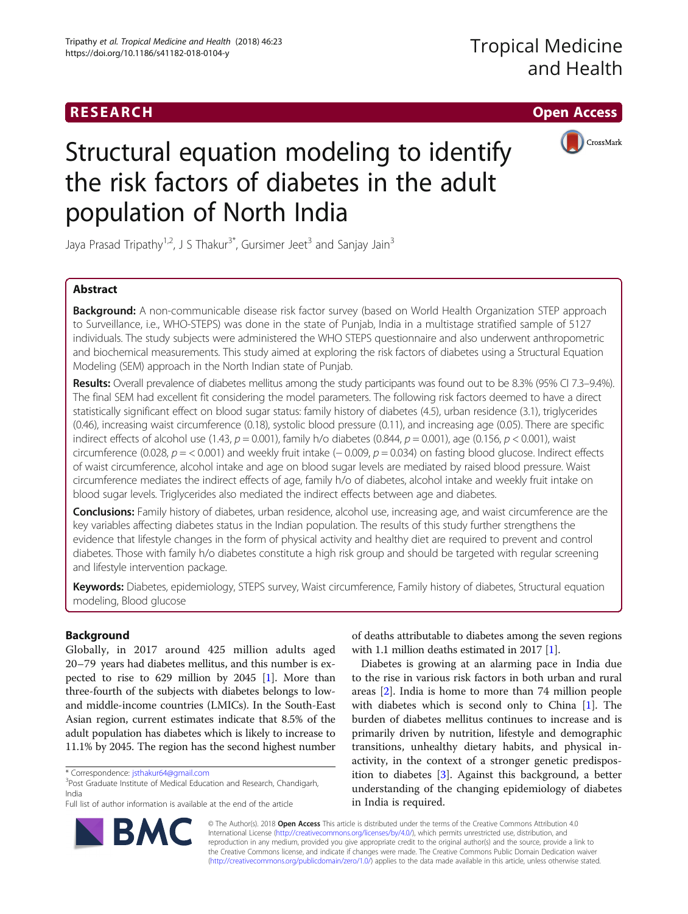RESEARCH Open Access

# Structural equation modeling to identify the risk factors of diabetes in the adult population of North India

Jaya Prasad Tripathy[1,2], J S Thakur[3*], Gursimer Jeet[3] and Sanjay Jain[3]

## Abstract

**Background:** A non-communicable disease risk factor survey (based on World Health Organization STEP approach to Surveillance, i.e., WHO-STEPS) was done in the state of Punjab, India in a multistage stratified sample of 5127 individuals. The study subjects were administered the WHO STEPS questionnaire and also underwent anthropometric and biochemical measurements. This study aimed at exploring the risk factors of diabetes using a Structural Equation Modeling (SEM) approach in the North Indian state of Punjab.

**Results:** Overall prevalence of diabetes mellitus among the study participants was found out to be 8.3% (95% CI 7.3–9.4%). The final SEM had excellent fit considering the model parameters. The following risk factors deemed to have a direct statistically significant effect on blood sugar status: family history of diabetes (4.5), urban residence (3.1), triglycerides (0.46), increasing waist circumference (0.18), systolic blood pressure (0.11), and increasing age (0.05). There are specific indirect effects of alcohol use (1.43, $p = 0.001$), family h/o diabetes (0.844, $p = 0.001$), age (0.156, $p < 0.001$), waist circumference (0.028, $p = < 0.001$) and weekly fruit intake (− 0.009, $p = 0.034$) on fasting blood glucose. Indirect effects of waist circumference, alcohol intake and age on blood sugar levels are mediated by raised blood pressure. Waist circumference mediates the indirect effects of age, family h/o of diabetes, alcohol intake and weekly fruit intake on blood sugar levels. Triglycerides also mediated the indirect effects between age and diabetes.

**Conclusions:** Family history of diabetes, urban residence, alcohol use, increasing age, and waist circumference are the key variables affecting diabetes status in the Indian population. The results of this study further strengthens the evidence that lifestyle changes in the form of physical activity and healthy diet are required to prevent and control diabetes. Those with family h/o diabetes constitute a high risk group and should be targeted with regular screening and lifestyle intervention package.

**Keywords:** Diabetes, epidemiology, STEPS survey, Waist circumference, Family history of diabetes, Structural equation modeling, Blood glucose

## Background

Globally, in 2017 around 425 million adults aged 20−79 years had diabetes mellitus, and this number is expected to rise to 629 million by 2045 [1]. More than three-fourth of the subjects with diabetes belongs to low- and middle-income countries (LMICs). In the South-East Asian region, current estimates indicate that 8.5% of the adult population has diabetes which is likely to increase to 11.1% by 2045. The region has the second highest number of deaths attributable to diabetes among the seven regions with 1.1 million deaths estimated in 2017 [1].

Diabetes is growing at an alarming pace in India due to the rise in various risk factors in both urban and rural areas [2]. India is home to more than 74 million people with diabetes which is second only to China [1]. The burden of diabetes mellitus continues to increase and is primarily driven by nutrition, lifestyle and demographic transitions, unhealthy dietary habits, and physical inactivity, in the context of a stronger genetic predisposition to diabetes [3]. Against this background, a better understanding of the changing epidemiology of diabetes in India is required.

* Correspondence: jsthakur64@gmail.com
[3]Post Graduate Institute of Medical Education and Research, Chandigarh, India
Full list of author information is available at the end of the article

© The Author(s). 2018 **Open Access** This article is distributed under the terms of the Creative Commons Attribution 4.0 International License (http://creativecommons.org/licenses/by/4.0/), which permits unrestricted use, distribution, and reproduction in any medium, provided you give appropriate credit to the original author(s) and the source, provide a link to the Creative Commons license, and indicate if changes were made. The Creative Commons Public Domain Dedication waiver (http://creativecommons.org/publicdomain/zero/1.0/) applies to the data made available in this article, unless otherwise stated.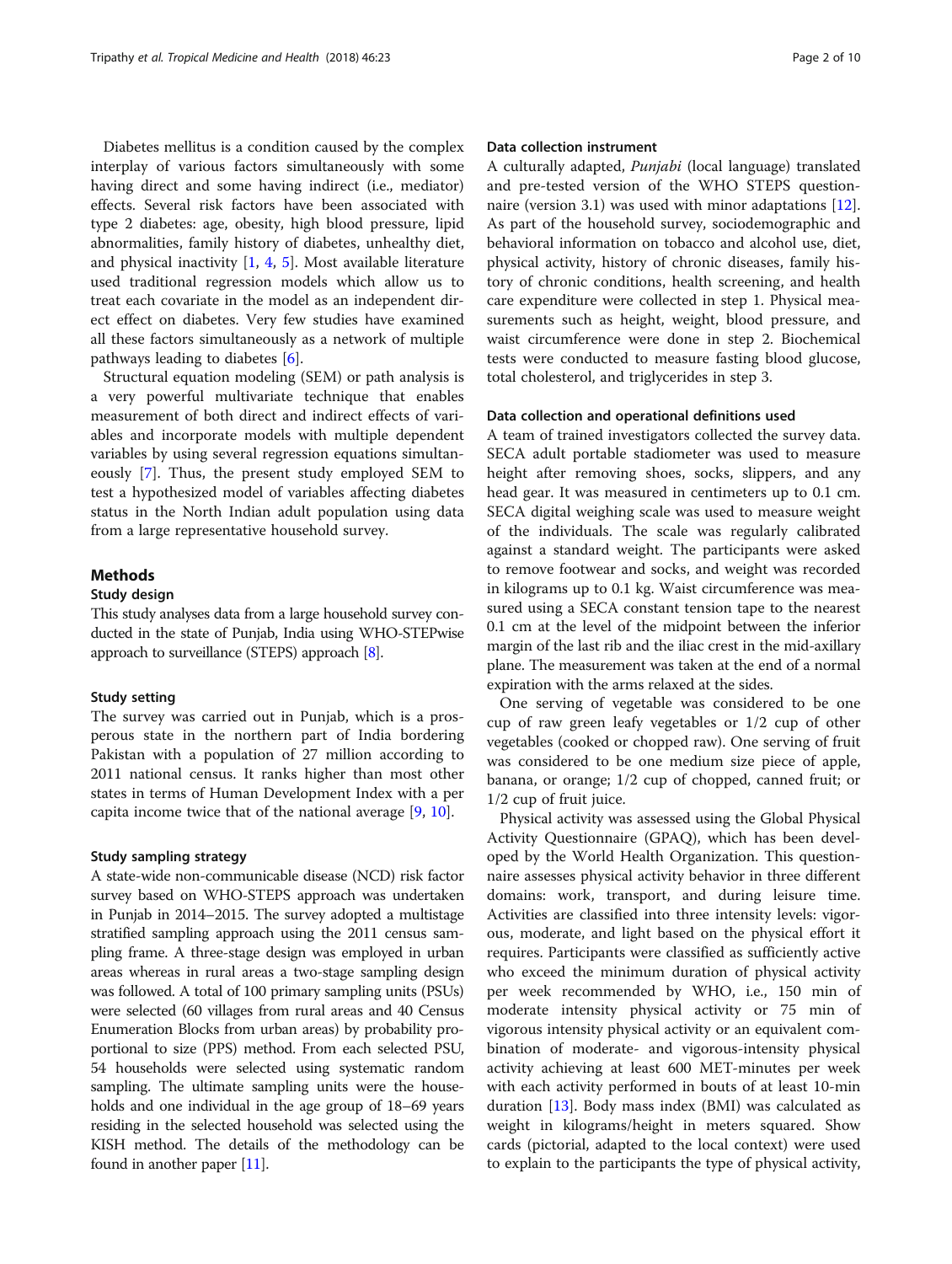Diabetes mellitus is a condition caused by the complex interplay of various factors simultaneously with some having direct and some having indirect (i.e., mediator) effects. Several risk factors have been associated with type 2 diabetes: age, obesity, high blood pressure, lipid abnormalities, family history of diabetes, unhealthy diet, and physical inactivity [1, 4, 5]. Most available literature used traditional regression models which allow us to treat each covariate in the model as an independent direct effect on diabetes. Very few studies have examined all these factors simultaneously as a network of multiple pathways leading to diabetes [6].

Structural equation modeling (SEM) or path analysis is a very powerful multivariate technique that enables measurement of both direct and indirect effects of variables and incorporate models with multiple dependent variables by using several regression equations simultaneously [7]. Thus, the present study employed SEM to test a hypothesized model of variables affecting diabetes status in the North Indian adult population using data from a large representative household survey.

## Methods

### Study design

This study analyses data from a large household survey conducted in the state of Punjab, India using WHO-STEPwise approach to surveillance (STEPS) approach [8].

### Study setting

The survey was carried out in Punjab, which is a prosperous state in the northern part of India bordering Pakistan with a population of 27 million according to 2011 national census. It ranks higher than most other states in terms of Human Development Index with a per capita income twice that of the national average [9, 10].

### Study sampling strategy

A state-wide non-communicable disease (NCD) risk factor survey based on WHO-STEPS approach was undertaken in Punjab in 2014–2015. The survey adopted a multistage stratified sampling approach using the 2011 census sampling frame. A three-stage design was employed in urban areas whereas in rural areas a two-stage sampling design was followed. A total of 100 primary sampling units (PSUs) were selected (60 villages from rural areas and 40 Census Enumeration Blocks from urban areas) by probability proportional to size (PPS) method. From each selected PSU, 54 households were selected using systematic random sampling. The ultimate sampling units were the households and one individual in the age group of 18–69 years residing in the selected household was selected using the KISH method. The details of the methodology can be found in another paper [11].

### Data collection instrument

A culturally adapted, *Punjabi* (local language) translated and pre-tested version of the WHO STEPS questionnaire (version 3.1) was used with minor adaptations [12]. As part of the household survey, sociodemographic and behavioral information on tobacco and alcohol use, diet, physical activity, history of chronic diseases, family history of chronic conditions, health screening, and health care expenditure were collected in step 1. Physical measurements such as height, weight, blood pressure, and waist circumference were done in step 2. Biochemical tests were conducted to measure fasting blood glucose, total cholesterol, and triglycerides in step 3.

### Data collection and operational definitions used

A team of trained investigators collected the survey data. SECA adult portable stadiometer was used to measure height after removing shoes, socks, slippers, and any head gear. It was measured in centimeters up to 0.1 cm. SECA digital weighing scale was used to measure weight of the individuals. The scale was regularly calibrated against a standard weight. The participants were asked to remove footwear and socks, and weight was recorded in kilograms up to 0.1 kg. Waist circumference was measured using a SECA constant tension tape to the nearest 0.1 cm at the level of the midpoint between the inferior margin of the last rib and the iliac crest in the mid-axillary plane. The measurement was taken at the end of a normal expiration with the arms relaxed at the sides.

One serving of vegetable was considered to be one cup of raw green leafy vegetables or 1/2 cup of other vegetables (cooked or chopped raw). One serving of fruit was considered to be one medium size piece of apple, banana, or orange; 1/2 cup of chopped, canned fruit; or 1/2 cup of fruit juice.

Physical activity was assessed using the Global Physical Activity Questionnaire (GPAQ), which has been developed by the World Health Organization. This questionnaire assesses physical activity behavior in three different domains: work, transport, and during leisure time. Activities are classified into three intensity levels: vigorous, moderate, and light based on the physical effort it requires. Participants were classified as sufficiently active who exceed the minimum duration of physical activity per week recommended by WHO, i.e., 150 min of moderate intensity physical activity or 75 min of vigorous intensity physical activity or an equivalent combination of moderate- and vigorous-intensity physical activity achieving at least 600 MET-minutes per week with each activity performed in bouts of at least 10-min duration [13]. Body mass index (BMI) was calculated as weight in kilograms/height in meters squared. Show cards (pictorial, adapted to the local context) were used to explain to the participants the type of physical activity,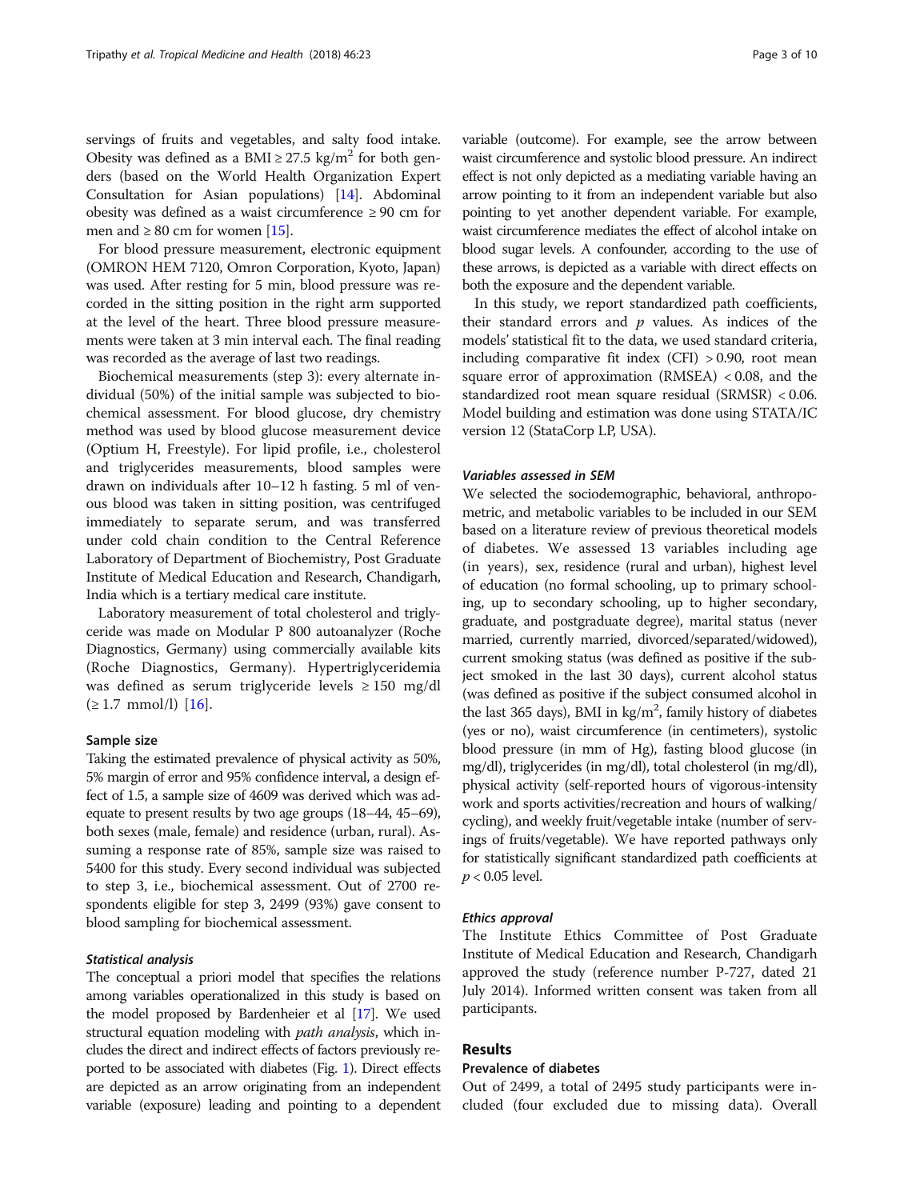servings of fruits and vegetables, and salty food intake. Obesity was defined as a BMI ≥ 27.5 kg/m$^2$ for both genders (based on the World Health Organization Expert Consultation for Asian populations) [14]. Abdominal obesity was defined as a waist circumference ≥ 90 cm for men and ≥ 80 cm for women [15].

For blood pressure measurement, electronic equipment (OMRON HEM 7120, Omron Corporation, Kyoto, Japan) was used. After resting for 5 min, blood pressure was recorded in the sitting position in the right arm supported at the level of the heart. Three blood pressure measurements were taken at 3 min interval each. The final reading was recorded as the average of last two readings.

Biochemical measurements (step 3): every alternate individual (50%) of the initial sample was subjected to biochemical assessment. For blood glucose, dry chemistry method was used by blood glucose measurement device (Optium H, Freestyle). For lipid profile, i.e., cholesterol and triglycerides measurements, blood samples were drawn on individuals after 10–12 h fasting. 5 ml of venous blood was taken in sitting position, was centrifuged immediately to separate serum, and was transferred under cold chain condition to the Central Reference Laboratory of Department of Biochemistry, Post Graduate Institute of Medical Education and Research, Chandigarh, India which is a tertiary medical care institute.

Laboratory measurement of total cholesterol and triglyceride was made on Modular P 800 autoanalyzer (Roche Diagnostics, Germany) using commercially available kits (Roche Diagnostics, Germany). Hypertriglyceridemia was defined as serum triglyceride levels ≥ 150 mg/dl (≥ 1.7 mmol/l) [16].

### Sample size

Taking the estimated prevalence of physical activity as 50%, 5% margin of error and 95% confidence interval, a design effect of 1.5, a sample size of 4609 was derived which was adequate to present results by two age groups (18–44, 45–69), both sexes (male, female) and residence (urban, rural). Assuming a response rate of 85%, sample size was raised to 5400 for this study. Every second individual was subjected to step 3, i.e., biochemical assessment. Out of 2700 respondents eligible for step 3, 2499 (93%) gave consent to blood sampling for biochemical assessment.

#### *Statistical analysis*

The conceptual a priori model that specifies the relations among variables operationalized in this study is based on the model proposed by Bardenheier et al [17]. We used structural equation modeling with *path analysis*, which includes the direct and indirect effects of factors previously reported to be associated with diabetes (Fig. 1). Direct effects are depicted as an arrow originating from an independent variable (exposure) leading and pointing to a dependent variable (outcome). For example, see the arrow between waist circumference and systolic blood pressure. An indirect effect is not only depicted as a mediating variable having an arrow pointing to it from an independent variable but also pointing to yet another dependent variable. For example, waist circumference mediates the effect of alcohol intake on blood sugar levels. A confounder, according to the use of these arrows, is depicted as a variable with direct effects on both the exposure and the dependent variable.

In this study, we report standardized path coefficients, their standard errors and $p$ values. As indices of the models' statistical fit to the data, we used standard criteria, including comparative fit index (CFI) > 0.90, root mean square error of approximation (RMSEA) < 0.08, and the standardized root mean square residual (SRMSR) < 0.06. Model building and estimation was done using STATA/IC version 12 (StataCorp LP, USA).

#### *Variables assessed in SEM*

We selected the sociodemographic, behavioral, anthropometric, and metabolic variables to be included in our SEM based on a literature review of previous theoretical models of diabetes. We assessed 13 variables including age (in years), sex, residence (rural and urban), highest level of education (no formal schooling, up to primary schooling, up to secondary schooling, up to higher secondary, graduate, and postgraduate degree), marital status (never married, currently married, divorced/separated/widowed), current smoking status (was defined as positive if the subject smoked in the last 30 days), current alcohol status (was defined as positive if the subject consumed alcohol in the last 365 days), BMI in kg/m$^2$, family history of diabetes (yes or no), waist circumference (in centimeters), systolic blood pressure (in mm of Hg), fasting blood glucose (in mg/dl), triglycerides (in mg/dl), total cholesterol (in mg/dl), physical activity (self-reported hours of vigorous-intensity work and sports activities/recreation and hours of walking/cycling), and weekly fruit/vegetable intake (number of servings of fruits/vegetable). We have reported pathways only for statistically significant standardized path coefficients at $p < 0.05$ level.

#### *Ethics approval*

The Institute Ethics Committee of Post Graduate Institute of Medical Education and Research, Chandigarh approved the study (reference number P-727, dated 21 July 2014). Informed written consent was taken from all participants.

## Results

### Prevalence of diabetes

Out of 2499, a total of 2495 study participants were included (four excluded due to missing data). Overall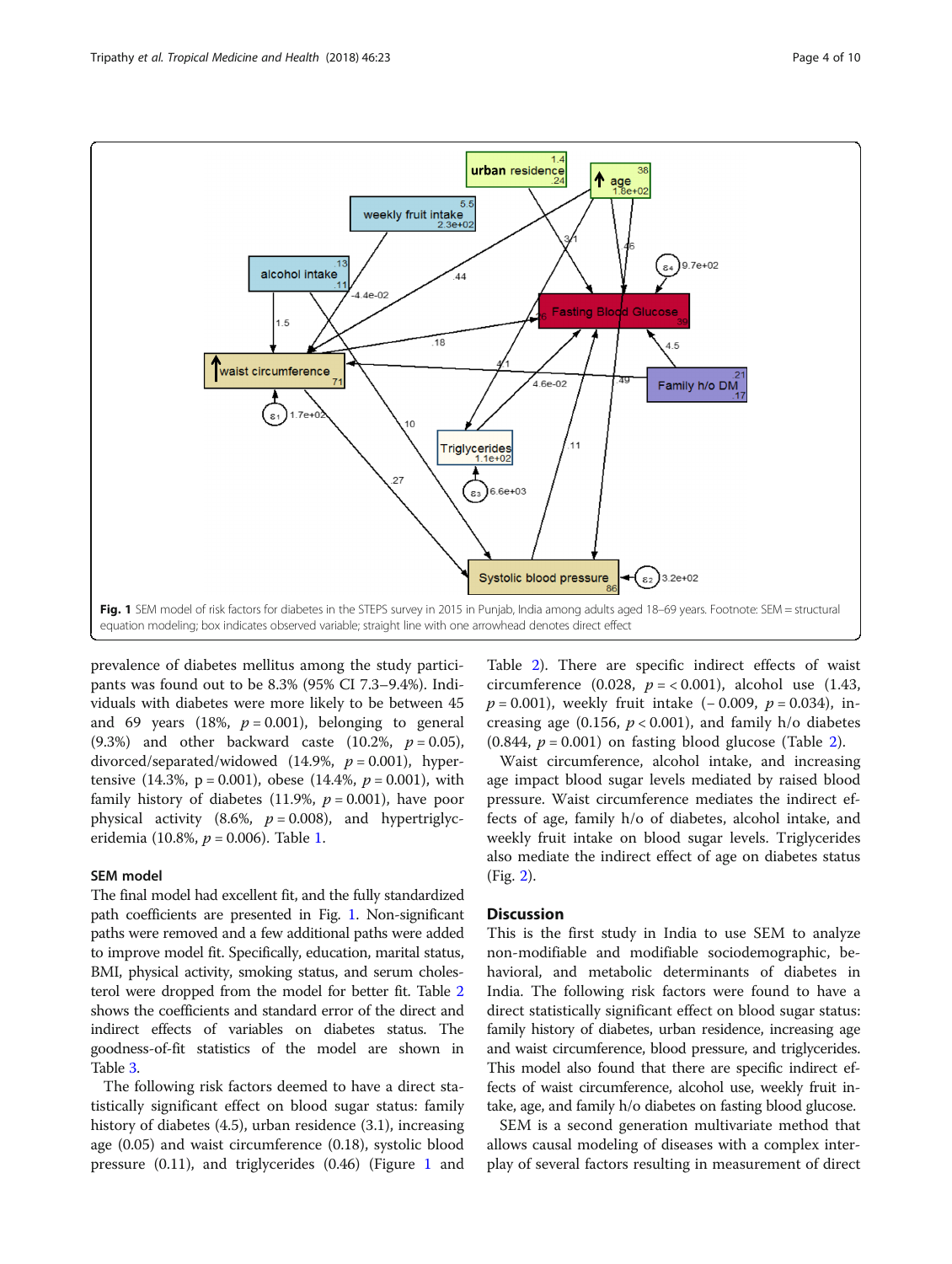**Fig. 1** SEM model of risk factors for diabetes in the STEPS survey in 2015 in Punjab, India among adults aged 18–69 years. Footnote: SEM = structural equation modeling; box indicates observed variable; straight line with one arrowhead denotes direct effect

prevalence of diabetes mellitus among the study participants was found out to be 8.3% (95% CI 7.3–9.4%). Individuals with diabetes were more likely to be between 45 and 69 years (18%, $p = 0.001$), belonging to general (9.3%) and other backward caste (10.2%, $p = 0.05$), divorced/separated/widowed (14.9%, $p = 0.001$), hypertensive (14.3%, $p = 0.001$), obese (14.4%, $p = 0.001$), with family history of diabetes (11.9%, $p = 0.001$), have poor physical activity (8.6%, $p = 0.008$), and hypertriglyceridemia (10.8%, $p = 0.006$). Table 1.

### SEM model

The final model had excellent fit, and the fully standardized path coefficients are presented in Fig. 1. Non-significant paths were removed and a few additional paths were added to improve model fit. Specifically, education, marital status, BMI, physical activity, smoking status, and serum cholesterol were dropped from the model for better fit. Table 2 shows the coefficients and standard error of the direct and indirect effects of variables on diabetes status. The goodness-of-fit statistics of the model are shown in Table 3.

The following risk factors deemed to have a direct statistically significant effect on blood sugar status: family history of diabetes (4.5), urban residence (3.1), increasing age (0.05) and waist circumference (0.18), systolic blood pressure (0.11), and triglycerides (0.46) (Figure 1 and Table 2). There are specific indirect effects of waist circumference (0.028, $p = < 0.001$), alcohol use (1.43, $p = 0.001$), weekly fruit intake (− 0.009, $p = 0.034$), increasing age (0.156, $p < 0.001$), and family h/o diabetes (0.844, $p = 0.001$) on fasting blood glucose (Table 2).

Waist circumference, alcohol intake, and increasing age impact blood sugar levels mediated by raised blood pressure. Waist circumference mediates the indirect effects of age, family h/o of diabetes, alcohol intake, and weekly fruit intake on blood sugar levels. Triglycerides also mediate the indirect effect of age on diabetes status (Fig. 2).

## Discussion

This is the first study in India to use SEM to analyze non-modifiable and modifiable sociodemographic, behavioral, and metabolic determinants of diabetes in India. The following risk factors were found to have a direct statistically significant effect on blood sugar status: family history of diabetes, urban residence, increasing age and waist circumference, blood pressure, and triglycerides. This model also found that there are specific indirect effects of waist circumference, alcohol use, weekly fruit intake, age, and family h/o diabetes on fasting blood glucose.

SEM is a second generation multivariate method that allows causal modeling of diseases with a complex interplay of several factors resulting in measurement of direct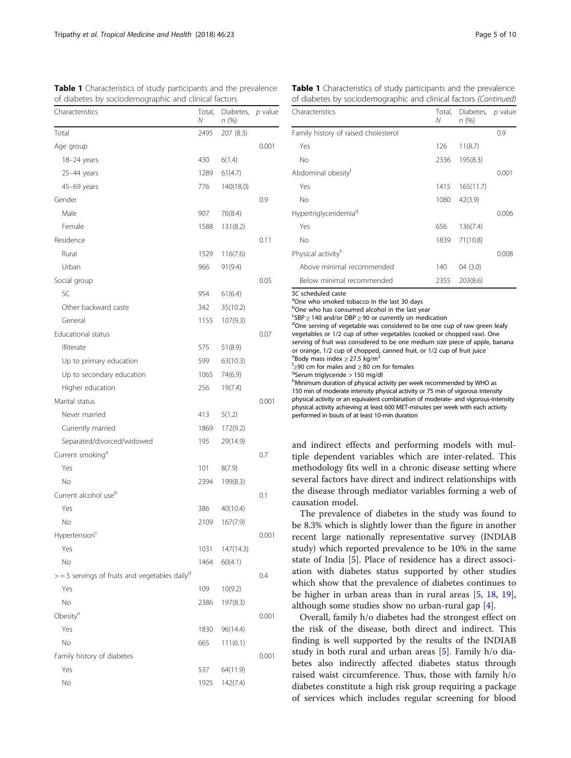**Table 1** Characteristics of study participants and the prevalence of diabetes by sociodemographic and clinical factors

| Characteristics | Total, *N* | Diabetes, *n* (%) | *p* value |
|---|---|---|---|
| Total | 2495 | 207 (8.3) | |
| Age group | | | 0.001 |
| 18–24 years | 430 | 6(1.4) | |
| 25–44 years | 1289 | 61(4.7) | |
| 45–69 years | 776 | 140(18.0) | |
| Gender | | | 0.9 |
| Male | 907 | 76(8.4) | |
| Female | 1588 | 131(8.2) | |
| Residence | | | 0.11 |
| Rural | 1529 | 116(7.6) | |
| Urban | 966 | 91(9.4) | |
| Social group | | | 0.05 |
| SC | 954 | 61(6.4) | |
| Other backward caste | 342 | 35(10.2) | |
| General | 1155 | 107(9.3) | |
| Educational status | | | 0.07 |
| Illiterate | 575 | 51(8.9) | |
| Up to primary education | 599 | 63(10.3) | |
| Up to secondary education | 1065 | 74(6.9) | |
| Higher education | 256 | 19(7.4) | |
| Marital status | | | 0.001 |
| Never married | 413 | 5(1.2) | |
| Currently married | 1869 | 172(9.2) | |
| Separated/divorced/widowed | 195 | 29(14.9) | |
| Current smoking[a] | | | 0.7 |
| Yes | 101 | 8(7.9) | |
| No | 2394 | 199(8.3) | |
| Current alcohol use[b] | | | 0.1 |
| Yes | 386 | 40(10.4) | |
| No | 2109 | 167(7.9) | |
| Hypertension[c] | | | 0.001 |
| Yes | 1031 | 147(14.3) | |
| No | 1464 | 60(4.1) | |
| > = 5 servings of fruits and vegetables daily[d] | | | 0.4 |
| Yes | 109 | 10(9.2) | |
| No | 2386 | 197(8.3) | |
| Obesity[e] | | | 0.001 |
| Yes | 1830 | 96(14.4) | |
| No | 665 | 111(6.1) | |
| Family history of diabetes | | | 0.001 |
| Yes | 537 | 64(11.9) | |
| No | 1925 | 142(7.4) | |
| Family history of raised cholesterol | | | 0.9 |
| Yes | 126 | 11(8.7) | |
| No | 2336 | 195(8.3) | |
| Abdominal obesity[f] | | | 0.001 |
| Yes | 1415 | 165(11.7) | |
| No | 1080 | 42(3.9) | |
| Hypertriglyceridemia[g] | | | 0.006 |
| Yes | 656 | 136(7.4) | |
| No | 1839 | 71(10.8) | |
| Physical activity[h] | | | 0.008 |
| Above minimal recommended | 140 | 04 (3.0) | |
| Below minimal recommended | 2355 | 203(8.6) | |

*SC* scheduled caste
[a]One who smoked tobacco in the last 30 days
[b]One who has consumed alcohol in the last year
[c]SBP ≥ 140 and/or DBP ≥ 90 or currently on medication
[d]One serving of vegetable was considered to be one cup of raw green leafy vegetables or 1/2 cup of other vegetables (cooked or chopped raw). One serving of fruit was considered to be one medium size piece of apple, banana or orange, 1/2 cup of chopped, canned fruit, or 1/2 cup of fruit juice
[e]Body mass index ≥ 27.5 kg/m$^2$
[f]≥90 cm for males and ≥ 80 cm for females
[g]Serum triglyceride > 150 mg/dl
[h]Minimum duration of physical activity per week recommended by WHO as 150 min of moderate intensity physical activity or 75 min of vigorous intensity physical activity or an equivalent combination of moderate- and vigorous-intensity physical activity achieving at least 600 MET-minutes per week with each activity performed in bouts of at least 10-min duration

and indirect effects and performing models with multiple dependent variables which are inter-related. This methodology fits well in a chronic disease setting where several factors have direct and indirect relationships with the disease through mediator variables forming a web of causation model.

The prevalence of diabetes in the study was found to be 8.3% which is slightly lower than the figure in another recent large nationally representative survey (INDIAB study) which reported prevalence to be 10% in the same state of India [5]. Place of residence has a direct association with diabetes status supported by other studies which show that the prevalence of diabetes continues to be higher in urban areas than in rural areas [5, 18, 19], although some studies show no urban-rural gap [4].

Overall, family h/o diabetes had the strongest effect on the risk of the disease, both direct and indirect. This finding is well supported by the results of the INDIAB study in both rural and urban areas [5]. Family h/o diabetes also indirectly affected diabetes status through raised waist circumference. Thus, those with family h/o diabetes constitute a high risk group requiring a package of services which includes regular screening for blood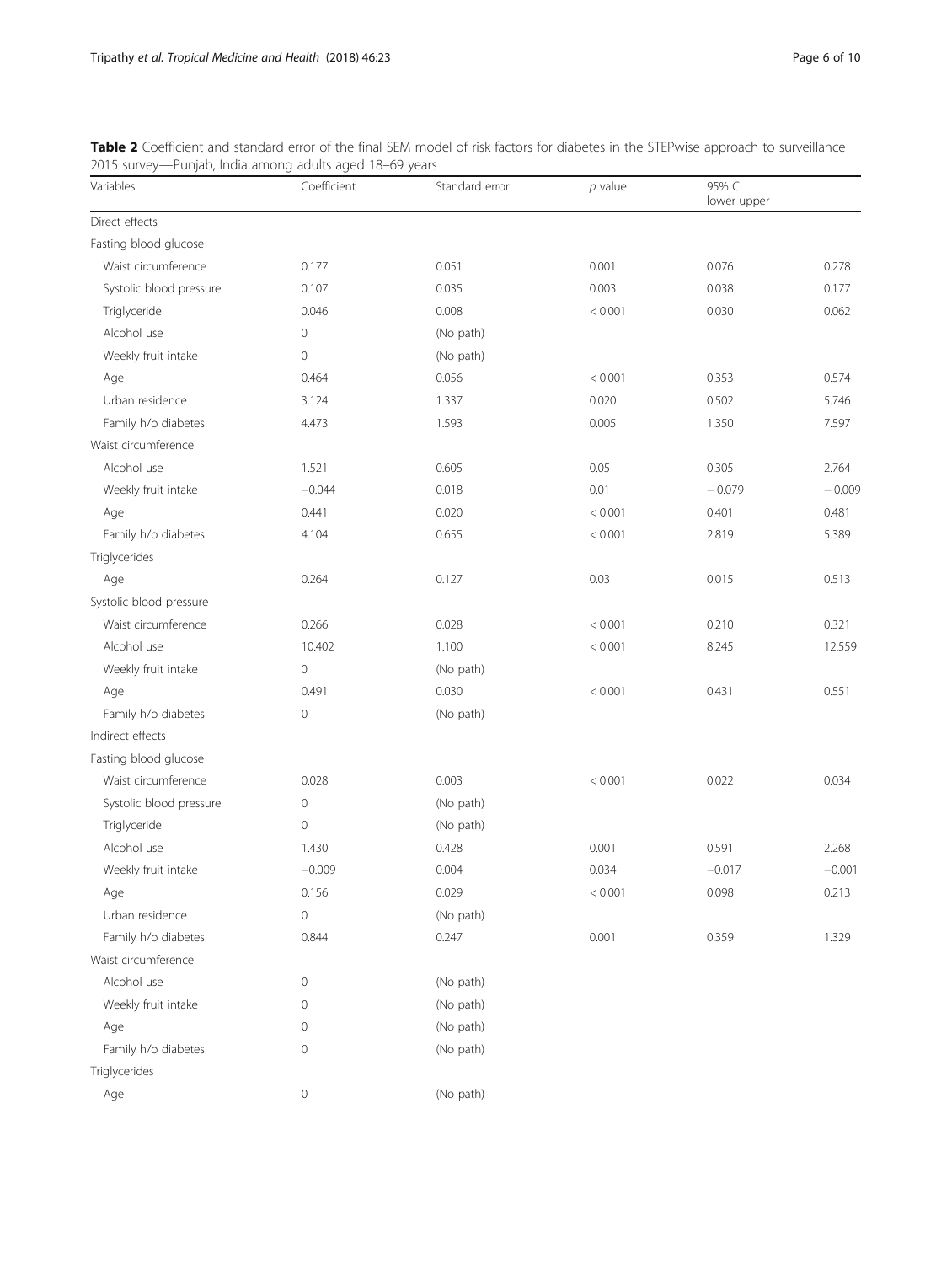**Table 2** Coefficient and standard error of the final SEM model of risk factors for diabetes in the STEPwise approach to surveillance 2015 survey—Punjab, India among adults aged 18–69 years

| Variables | Coefficient | Standard error | *p* value | 95% CI lower | upper |
|---|---|---|---|---|---|
| Direct effects | | | | | |
| Fasting blood glucose | | | | | |
| Waist circumference | 0.177 | 0.051 | 0.001 | 0.076 | 0.278 |
| Systolic blood pressure | 0.107 | 0.035 | 0.003 | 0.038 | 0.177 |
| Triglyceride | 0.046 | 0.008 | < 0.001 | 0.030 | 0.062 |
| Alcohol use | 0 | (No path) | | | |
| Weekly fruit intake | 0 | (No path) | | | |
| Age | 0.464 | 0.056 | < 0.001 | 0.353 | 0.574 |
| Urban residence | 3.124 | 1.337 | 0.020 | 0.502 | 5.746 |
| Family h/o diabetes | 4.473 | 1.593 | 0.005 | 1.350 | 7.597 |
| Waist circumference | | | | | |
| Alcohol use | 1.521 | 0.605 | 0.05 | 0.305 | 2.764 |
| Weekly fruit intake | −0.044 | 0.018 | 0.01 | − 0.079 | − 0.009 |
| Age | 0.441 | 0.020 | < 0.001 | 0.401 | 0.481 |
| Family h/o diabetes | 4.104 | 0.655 | < 0.001 | 2.819 | 5.389 |
| Triglycerides | | | | | |
| Age | 0.264 | 0.127 | 0.03 | 0.015 | 0.513 |
| Systolic blood pressure | | | | | |
| Waist circumference | 0.266 | 0.028 | < 0.001 | 0.210 | 0.321 |
| Alcohol use | 10.402 | 1.100 | < 0.001 | 8.245 | 12.559 |
| Weekly fruit intake | 0 | (No path) | | | |
| Age | 0.491 | 0.030 | < 0.001 | 0.431 | 0.551 |
| Family h/o diabetes | 0 | (No path) | | | |
| Indirect effects | | | | | |
| Fasting blood glucose | | | | | |
| Waist circumference | 0.028 | 0.003 | < 0.001 | 0.022 | 0.034 |
| Systolic blood pressure | 0 | (No path) | | | |
| Triglyceride | 0 | (No path) | | | |
| Alcohol use | 1.430 | 0.428 | 0.001 | 0.591 | 2.268 |
| Weekly fruit intake | −0.009 | 0.004 | 0.034 | −0.017 | −0.001 |
| Age | 0.156 | 0.029 | < 0.001 | 0.098 | 0.213 |
| Urban residence | 0 | (No path) | | | |
| Family h/o diabetes | 0.844 | 0.247 | 0.001 | 0.359 | 1.329 |
| Waist circumference | | | | | |
| Alcohol use | 0 | (No path) | | | |
| Weekly fruit intake | 0 | (No path) | | | |
| Age | 0 | (No path) | | | |
| Family h/o diabetes | 0 | (No path) | | | |
| Triglycerides | | | | | |
| Age | 0 | (No path) | | | |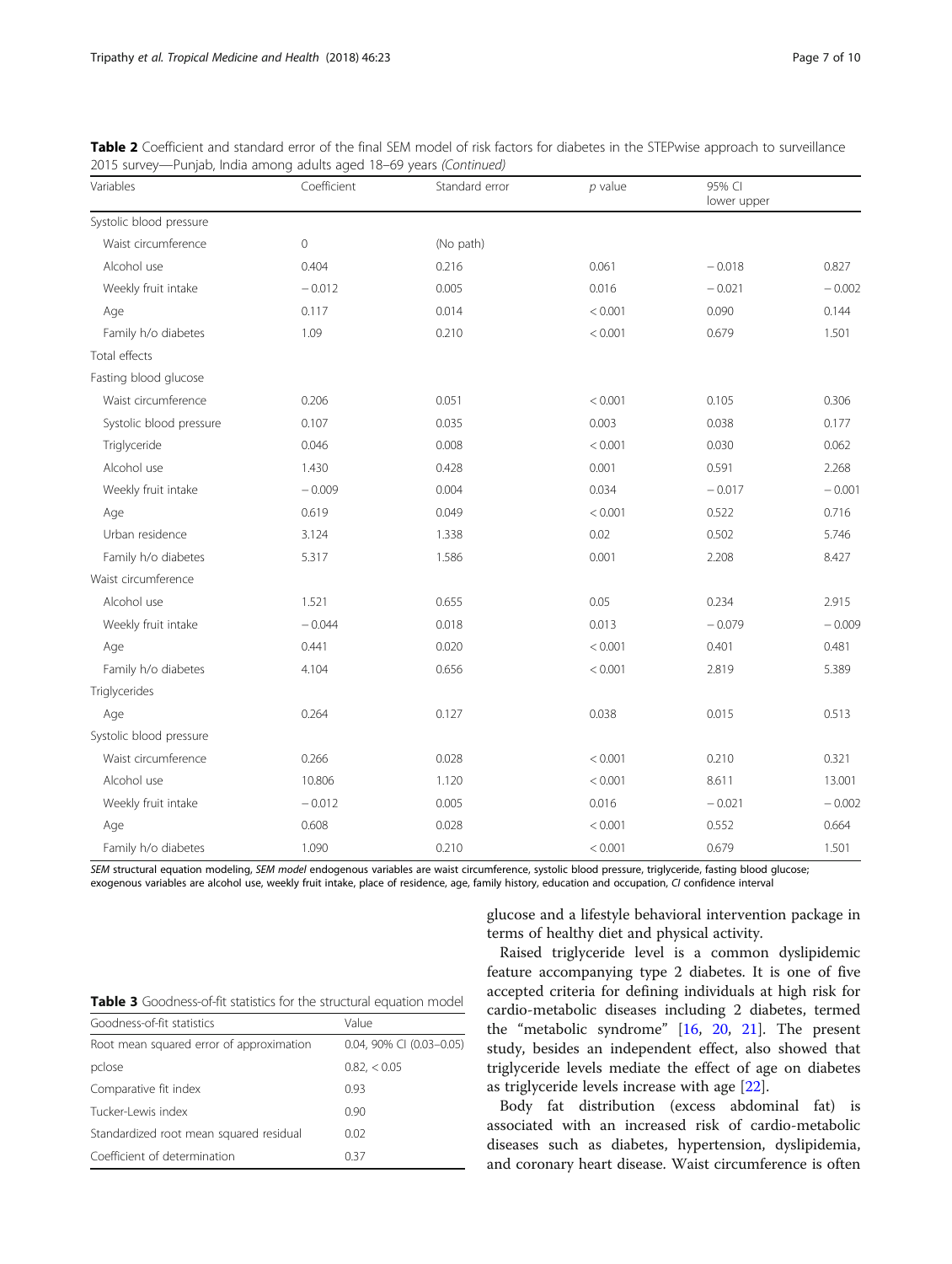**Table 2** Coefficient and standard error of the final SEM model of risk factors for diabetes in the STEPwise approach to surveillance 2015 survey—Punjab, India among adults aged 18–69 years *(Continued)*

| Variables | Coefficient | Standard error | *p* value | 95% CI lower | upper |
|---|---|---|---|---|---|
| Systolic blood pressure | | | | | |
| Waist circumference | 0 | (No path) | | | |
| Alcohol use | 0.404 | 0.216 | 0.061 | − 0.018 | 0.827 |
| Weekly fruit intake | − 0.012 | 0.005 | 0.016 | − 0.021 | − 0.002 |
| Age | 0.117 | 0.014 | < 0.001 | 0.090 | 0.144 |
| Family h/o diabetes | 1.09 | 0.210 | < 0.001 | 0.679 | 1.501 |
| Total effects | | | | | |
| Fasting blood glucose | | | | | |
| Waist circumference | 0.206 | 0.051 | < 0.001 | 0.105 | 0.306 |
| Systolic blood pressure | 0.107 | 0.035 | 0.003 | 0.038 | 0.177 |
| Triglyceride | 0.046 | 0.008 | < 0.001 | 0.030 | 0.062 |
| Alcohol use | 1.430 | 0.428 | 0.001 | 0.591 | 2.268 |
| Weekly fruit intake | − 0.009 | 0.004 | 0.034 | − 0.017 | − 0.001 |
| Age | 0.619 | 0.049 | < 0.001 | 0.522 | 0.716 |
| Urban residence | 3.124 | 1.338 | 0.02 | 0.502 | 5.746 |
| Family h/o diabetes | 5.317 | 1.586 | 0.001 | 2.208 | 8.427 |
| Waist circumference | | | | | |
| Alcohol use | 1.521 | 0.655 | 0.05 | 0.234 | 2.915 |
| Weekly fruit intake | − 0.044 | 0.018 | 0.013 | − 0.079 | − 0.009 |
| Age | 0.441 | 0.020 | < 0.001 | 0.401 | 0.481 |
| Family h/o diabetes | 4.104 | 0.656 | < 0.001 | 2.819 | 5.389 |
| Triglycerides | | | | | |
| Age | 0.264 | 0.127 | 0.038 | 0.015 | 0.513 |
| Systolic blood pressure | | | | | |
| Waist circumference | 0.266 | 0.028 | < 0.001 | 0.210 | 0.321 |
| Alcohol use | 10.806 | 1.120 | < 0.001 | 8.611 | 13.001 |
| Weekly fruit intake | − 0.012 | 0.005 | 0.016 | − 0.021 | − 0.002 |
| Age | 0.608 | 0.028 | < 0.001 | 0.552 | 0.664 |
| Family h/o diabetes | 1.090 | 0.210 | < 0.001 | 0.679 | 1.501 |

*SEM* structural equation modeling, *SEM model* endogenous variables are waist circumference, systolic blood pressure, triglyceride, fasting blood glucose; exogenous variables are alcohol use, weekly fruit intake, place of residence, age, family history, education and occupation, *CI* confidence interval

**Table 3** Goodness-of-fit statistics for the structural equation model

| Goodness-of-fit statistics | Value |
|---|---|
| Root mean squared error of approximation | 0.04, 90% CI (0.03–0.05) |
| pclose | 0.82, < 0.05 |
| Comparative fit index | 0.93 |
| Tucker-Lewis index | 0.90 |
| Standardized root mean squared residual | 0.02 |
| Coefficient of determination | 0.37 |

glucose and a lifestyle behavioral intervention package in terms of healthy diet and physical activity.

Raised triglyceride level is a common dyslipidemic feature accompanying type 2 diabetes. It is one of five accepted criteria for defining individuals at high risk for cardio-metabolic diseases including 2 diabetes, termed the "metabolic syndrome" [16, 20, 21]. The present study, besides an independent effect, also showed that triglyceride levels mediate the effect of age on diabetes as triglyceride levels increase with age [22].

Body fat distribution (excess abdominal fat) is associated with an increased risk of cardio-metabolic diseases such as diabetes, hypertension, dyslipidemia, and coronary heart disease. Waist circumference is often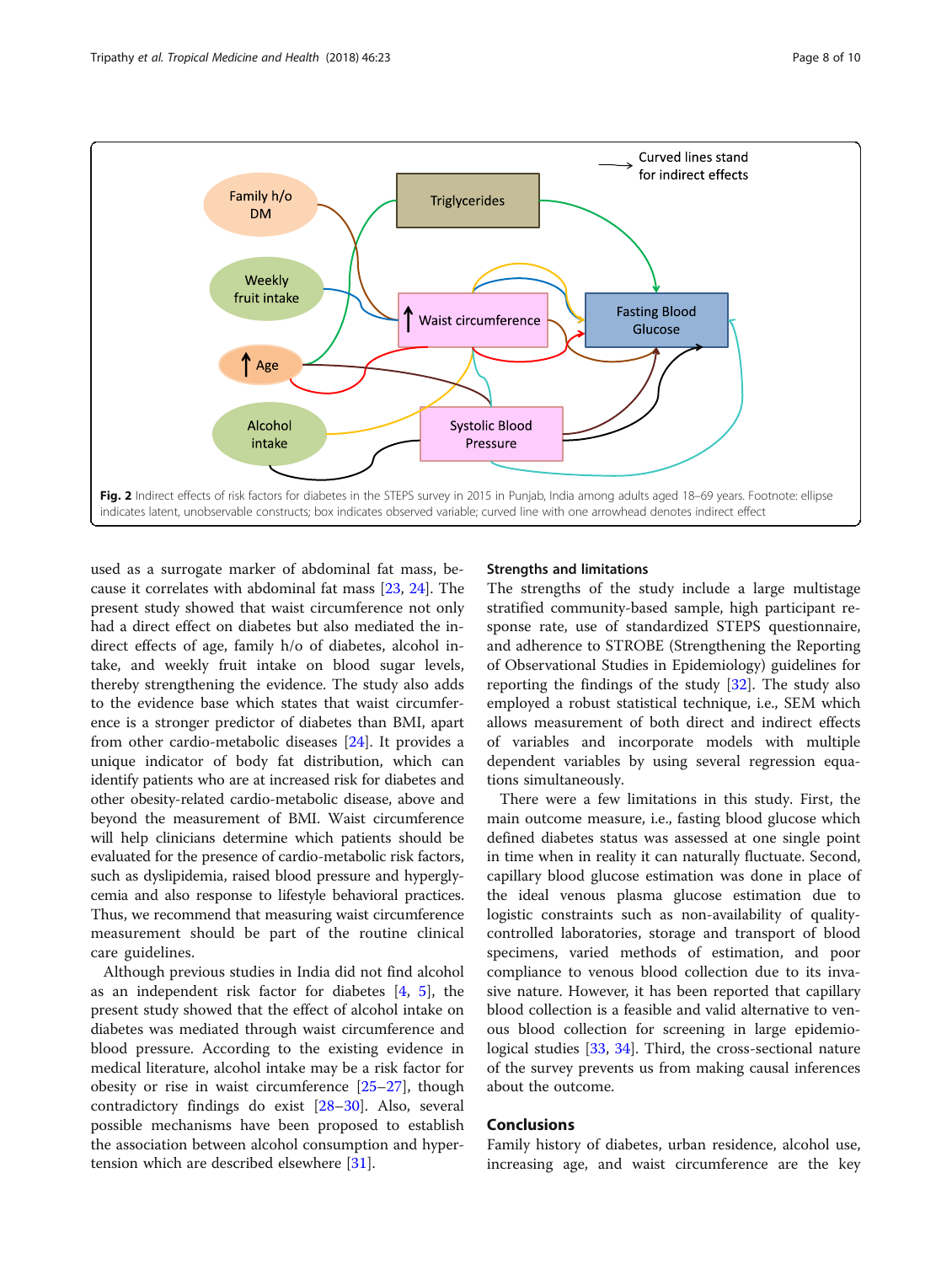Fig. 2 Indirect effects of risk factors for diabetes in the STEPS survey in 2015 in Punjab, India among adults aged 18–69 years. Footnote: ellipse indicates latent, unobservable constructs; box indicates observed variable; curved line with one arrowhead denotes indirect effect

used as a surrogate marker of abdominal fat mass, because it correlates with abdominal fat mass [23, 24]. The present study showed that waist circumference not only had a direct effect on diabetes but also mediated the indirect effects of age, family h/o of diabetes, alcohol intake, and weekly fruit intake on blood sugar levels, thereby strengthening the evidence. The study also adds to the evidence base which states that waist circumference is a stronger predictor of diabetes than BMI, apart from other cardio-metabolic diseases [24]. It provides a unique indicator of body fat distribution, which can identify patients who are at increased risk for diabetes and other obesity-related cardio-metabolic disease, above and beyond the measurement of BMI. Waist circumference will help clinicians determine which patients should be evaluated for the presence of cardio-metabolic risk factors, such as dyslipidemia, raised blood pressure and hyperglycemia and also response to lifestyle behavioral practices. Thus, we recommend that measuring waist circumference measurement should be part of the routine clinical care guidelines.

Although previous studies in India did not find alcohol as an independent risk factor for diabetes [4, 5], the present study showed that the effect of alcohol intake on diabetes was mediated through waist circumference and blood pressure. According to the existing evidence in medical literature, alcohol intake may be a risk factor for obesity or rise in waist circumference [25–27], though contradictory findings do exist [28–30]. Also, several possible mechanisms have been proposed to establish the association between alcohol consumption and hypertension which are described elsewhere [31].

## Strengths and limitations

The strengths of the study include a large multistage stratified community-based sample, high participant response rate, use of standardized STEPS questionnaire, and adherence to STROBE (Strengthening the Reporting of Observational Studies in Epidemiology) guidelines for reporting the findings of the study [32]. The study also employed a robust statistical technique, i.e., SEM which allows measurement of both direct and indirect effects of variables and incorporate models with multiple dependent variables by using several regression equations simultaneously.

There were a few limitations in this study. First, the main outcome measure, i.e., fasting blood glucose which defined diabetes status was assessed at one single point in time when in reality it can naturally fluctuate. Second, capillary blood glucose estimation was done in place of the ideal venous plasma glucose estimation due to logistic constraints such as non-availability of quality-controlled laboratories, storage and transport of blood specimens, varied methods of estimation, and poor compliance to venous blood collection due to its invasive nature. However, it has been reported that capillary blood collection is a feasible and valid alternative to venous blood collection for screening in large epidemiological studies [33, 34]. Third, the cross-sectional nature of the survey prevents us from making causal inferences about the outcome.

## Conclusions

Family history of diabetes, urban residence, alcohol use, increasing age, and waist circumference are the key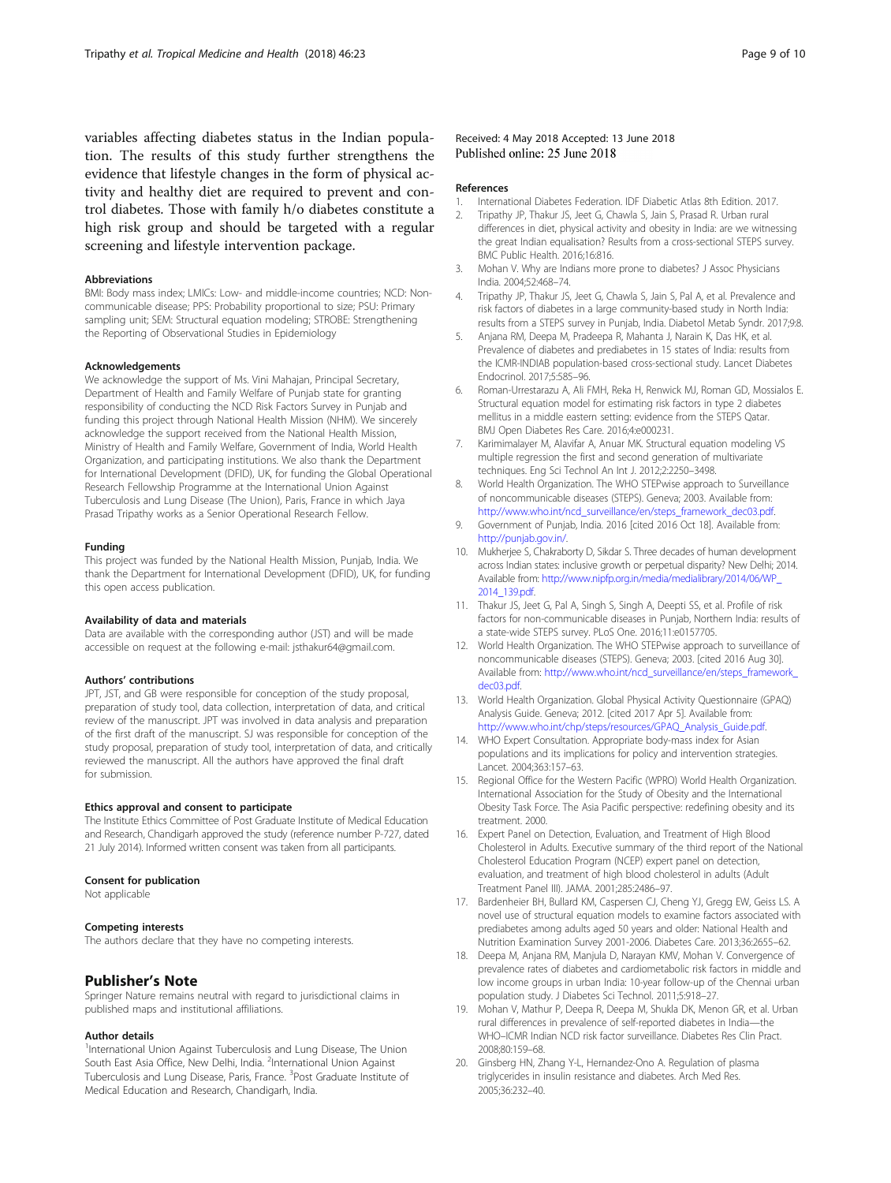variables affecting diabetes status in the Indian population. The results of this study further strengthens the evidence that lifestyle changes in the form of physical activity and healthy diet are required to prevent and control diabetes. Those with family h/o diabetes constitute a high risk group and should be targeted with a regular screening and lifestyle intervention package.

#### Abbreviations

BMI: Body mass index; LMICs: Low- and middle-income countries; NCD: Non-communicable disease; PPS: Probability proportional to size; PSU: Primary sampling unit; SEM: Structural equation modeling; STROBE: Strengthening the Reporting of Observational Studies in Epidemiology

#### Acknowledgements

We acknowledge the support of Ms. Vini Mahajan, Principal Secretary, Department of Health and Family Welfare of Punjab state for granting responsibility of conducting the NCD Risk Factors Survey in Punjab and funding this project through National Health Mission (NHM). We sincerely acknowledge the support received from the National Health Mission, Ministry of Health and Family Welfare, Government of India, World Health Organization, and participating institutions. We also thank the Department for International Development (DFID), UK, for funding the Global Operational Research Fellowship Programme at the International Union Against Tuberculosis and Lung Disease (The Union), Paris, France in which Jaya Prasad Tripathy works as a Senior Operational Research Fellow.

#### Funding

This project was funded by the National Health Mission, Punjab, India. We thank the Department for International Development (DFID), UK, for funding this open access publication.

#### Availability of data and materials

Data are available with the corresponding author (JST) and will be made accessible on request at the following e-mail: jsthakur64@gmail.com.

#### Authors' contributions

JPT, JST, and GB were responsible for conception of the study proposal, preparation of study tool, data collection, interpretation of data, and critical review of the manuscript. JPT was involved in data analysis and preparation of the first draft of the manuscript. SJ was responsible for conception of the study proposal, preparation of study tool, interpretation of data, and critically reviewed the manuscript. All the authors have approved the final draft for submission.

#### Ethics approval and consent to participate

The Institute Ethics Committee of Post Graduate Institute of Medical Education and Research, Chandigarh approved the study (reference number P-727, dated 21 July 2014). Informed written consent was taken from all participants.

#### Consent for publication

Not applicable

#### Competing interests

The authors declare that they have no competing interests.

## Publisher's Note

Springer Nature remains neutral with regard to jurisdictional claims in published maps and institutional affiliations.

#### Author details

[1]International Union Against Tuberculosis and Lung Disease, The Union South East Asia Office, New Delhi, India. [2]International Union Against Tuberculosis and Lung Disease, Paris, France. [3]Post Graduate Institute of Medical Education and Research, Chandigarh, India.

Received: 4 May 2018 Accepted: 13 June 2018
Published online: 25 June 2018

#### References

1. International Diabetes Federation. IDF Diabetic Atlas 8th Edition. 2017.
2. Tripathy JP, Thakur JS, Jeet G, Chawla S, Jain S, Prasad R. Urban rural differences in diet, physical activity and obesity in India: are we witnessing the great Indian equalisation? Results from a cross-sectional STEPS survey. BMC Public Health. 2016;16:816.
3. Mohan V. Why are Indians more prone to diabetes? J Assoc Physicians India. 2004;52:468–74.
4. Tripathy JP, Thakur JS, Jeet G, Chawla S, Jain S, Pal A, et al. Prevalence and risk factors of diabetes in a large community-based study in North India: results from a STEPS survey in Punjab, India. Diabetol Metab Syndr. 2017;9:8.
5. Anjana RM, Deepa M, Pradeepa R, Mahanta J, Narain K, Das HK, et al. Prevalence of diabetes and prediabetes in 15 states of India: results from the ICMR-INDIAB population-based cross-sectional study. Lancet Diabetes Endocrinol. 2017;5:585–96.
6. Roman-Urrestarazu A, Ali FMH, Reka H, Renwick MJ, Roman GD, Mossialos E. Structural equation model for estimating risk factors in type 2 diabetes mellitus in a middle eastern setting: evidence from the STEPS Qatar. BMJ Open Diabetes Res Care. 2016;4:e000231.
7. Karimimalayer M, Alavifar A, Anuar MK. Structural equation modeling VS multiple regression the first and second generation of multivariate techniques. Eng Sci Technol An Int J. 2012;2:2250–3498.
8. World Health Organization. The WHO STEPwise approach to Surveillance of noncommunicable diseases (STEPS). Geneva; 2003. Available from: http://www.who.int/ncd_surveillance/en/steps_framework_dec03.pdf.
9. Government of Punjab, India. 2016 [cited 2016 Oct 18]. Available from: http://punjab.gov.in/.
10. Mukherjee S, Chakraborty D, Sikdar S. Three decades of human development across Indian states: inclusive growth or perpetual disparity? New Delhi; 2014. Available from: http://www.nipfp.org.in/media/medialibrary/2014/06/WP_2014_139.pdf.
11. Thakur JS, Jeet G, Pal A, Singh S, Singh A, Deepti SS, et al. Profile of risk factors for non-communicable diseases in Punjab, Northern India: results of a state-wide STEPS survey. PLoS One. 2016;11:e0157705.
12. World Health Organization. The WHO STEPwise approach to surveillance of noncommunicable diseases (STEPS). Geneva; 2003. [cited 2016 Aug 30]. Available from: http://www.who.int/ncd_surveillance/en/steps_framework_dec03.pdf.
13. World Health Organization. Global Physical Activity Questionnaire (GPAQ) Analysis Guide. Geneva; 2012. [cited 2017 Apr 5]. Available from: http://www.who.int/chp/steps/resources/GPAQ_Analysis_Guide.pdf.
14. WHO Expert Consultation. Appropriate body-mass index for Asian populations and its implications for policy and intervention strategies. Lancet. 2004;363:157–63.
15. Regional Office for the Western Pacific (WPRO) World Health Organization. International Association for the Study of Obesity and the International Obesity Task Force. The Asia Pacific perspective: redefining obesity and its treatment. 2000.
16. Expert Panel on Detection, Evaluation, and Treatment of High Blood Cholesterol in Adults. Executive summary of the third report of the National Cholesterol Education Program (NCEP) expert panel on detection, evaluation, and treatment of high blood cholesterol in adults (Adult Treatment Panel III). JAMA. 2001;285:2486–97.
17. Bardenheier BH, Bullard KM, Caspersen CJ, Cheng YJ, Gregg EW, Geiss LS. A novel use of structural equation models to examine factors associated with prediabetes among adults aged 50 years and older: National Health and Nutrition Examination Survey 2001-2006. Diabetes Care. 2013;36:2655–62.
18. Deepa M, Anjana RM, Manjula D, Narayan KMV, Mohan V. Convergence of prevalence rates of diabetes and cardiometabolic risk factors in middle and low income groups in urban India: 10-year follow-up of the Chennai urban population study. J Diabetes Sci Technol. 2011;5:918–27.
19. Mohan V, Mathur P, Deepa R, Deepa M, Shukla DK, Menon GR, et al. Urban rural differences in prevalence of self-reported diabetes in India—the WHO–ICMR Indian NCD risk factor surveillance. Diabetes Res Clin Pract. 2008;80:159–68.
20. Ginsberg HN, Zhang Y-L, Hernandez-Ono A. Regulation of plasma triglycerides in insulin resistance and diabetes. Arch Med Res. 2005;36:232–40.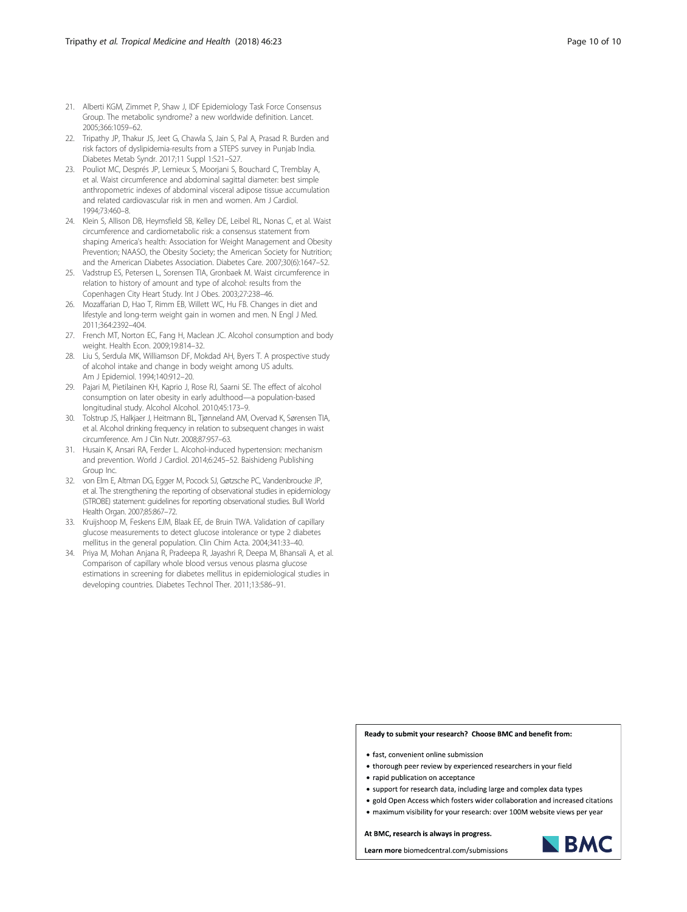21. Alberti KGM, Zimmet P, Shaw J, IDF Epidemiology Task Force Consensus Group. The metabolic syndrome? a new worldwide definition. Lancet. 2005;366:1059–62.
22. Tripathy JP, Thakur JS, Jeet G, Chawla S, Jain S, Pal A, Prasad R. Burden and risk factors of dyslipidemia-results from a STEPS survey in Punjab India. Diabetes Metab Syndr. 2017;11 Suppl 1:S21–S27.
23. Pouliot MC, Després JP, Lemieux S, Moorjani S, Bouchard C, Tremblay A, et al. Waist circumference and abdominal sagittal diameter: best simple anthropometric indexes of abdominal visceral adipose tissue accumulation and related cardiovascular risk in men and women. Am J Cardiol. 1994;73:460–8.
24. Klein S, Allison DB, Heymsfield SB, Kelley DE, Leibel RL, Nonas C, et al. Waist circumference and cardiometabolic risk: a consensus statement from shaping America's health: Association for Weight Management and Obesity Prevention; NAASO, the Obesity Society; the American Society for Nutrition; and the American Diabetes Association. Diabetes Care. 2007;30(6):1647–52.
25. Vadstrup ES, Petersen L, Sorensen TIA, Gronbaek M. Waist circumference in relation to history of amount and type of alcohol: results from the Copenhagen City Heart Study. Int J Obes. 2003;27:238–46.
26. Mozaffarian D, Hao T, Rimm EB, Willett WC, Hu FB. Changes in diet and lifestyle and long-term weight gain in women and men. N Engl J Med. 2011;364:2392–404.
27. French MT, Norton EC, Fang H, Maclean JC. Alcohol consumption and body weight. Health Econ. 2009;19:814–32.
28. Liu S, Serdula MK, Williamson DF, Mokdad AH, Byers T. A prospective study of alcohol intake and change in body weight among US adults. Am J Epidemiol. 1994;140:912–20.
29. Pajari M, Pietilainen KH, Kaprio J, Rose RJ, Saarni SE. The effect of alcohol consumption on later obesity in early adulthood—a population-based longitudinal study. Alcohol Alcohol. 2010;45:173–9.
30. Tolstrup JS, Halkjaer J, Heitmann BL, Tjønneland AM, Overvad K, Sørensen TIA, et al. Alcohol drinking frequency in relation to subsequent changes in waist circumference. Am J Clin Nutr. 2008;87:957–63.
31. Husain K, Ansari RA, Ferder L. Alcohol-induced hypertension: mechanism and prevention. World J Cardiol. 2014;6:245–52. Baishideng Publishing Group Inc.
32. von Elm E, Altman DG, Egger M, Pocock SJ, Gøtzsche PC, Vandenbroucke JP, et al. The strengthening the reporting of observational studies in epidemiology (STROBE) statement: guidelines for reporting observational studies. Bull World Health Organ. 2007;85:867–72.
33. Kruijshoop M, Feskens EJM, Blaak EE, de Bruin TWA. Validation of capillary glucose measurements to detect glucose intolerance or type 2 diabetes mellitus in the general population. Clin Chim Acta. 2004;341:33–40.
34. Priya M, Mohan Anjana R, Pradeepa R, Jayashri R, Deepa M, Bhansali A, et al. Comparison of capillary whole blood versus venous plasma glucose estimations in screening for diabetes mellitus in epidemiological studies in developing countries. Diabetes Technol Ther. 2011;13:586–91.

**Ready to submit your research? Choose BMC and benefit from:**

- fast, convenient online submission
- thorough peer review by experienced researchers in your field
- rapid publication on acceptance
- support for research data, including large and complex data types
- gold Open Access which fosters wider collaboration and increased citations
- maximum visibility for your research: over 100M website views per year

**At BMC, research is always in progress.**

**Learn more** biomedcentral.com/submissions

BMC